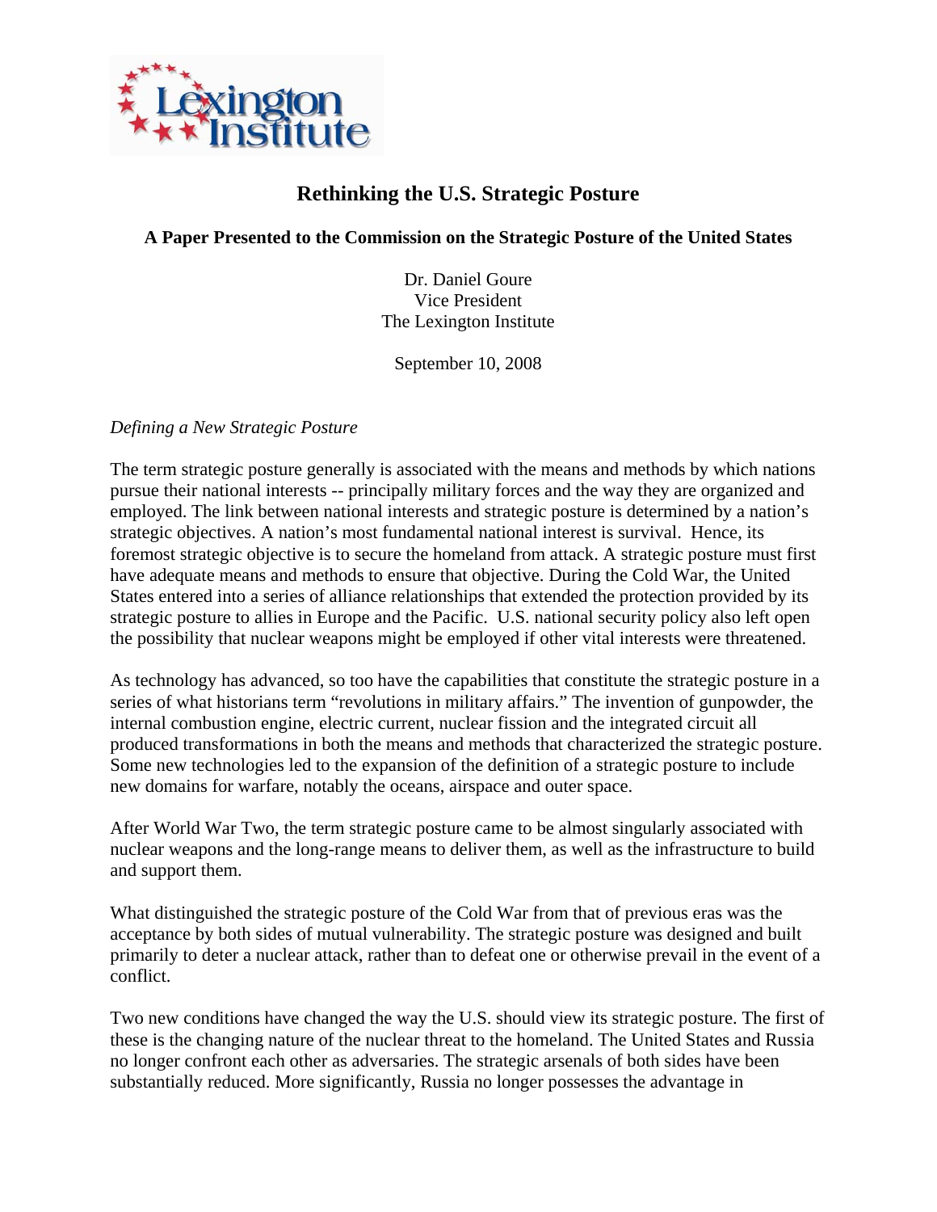# Rethinking the U.S. Strategic Posture

**A Paper Presented to the Commission on the Strategic Posture of the United States**

Dr. Daniel Goure
Vice President
The Lexington Institute

September 10, 2008

*Defining a New Strategic Posture*

The term strategic posture generally is associated with the means and methods by which nations pursue their national interests -- principally military forces and the way they are organized and employed. The link between national interests and strategic posture is determined by a nation's strategic objectives. A nation's most fundamental national interest is survival. Hence, its foremost strategic objective is to secure the homeland from attack. A strategic posture must first have adequate means and methods to ensure that objective. During the Cold War, the United States entered into a series of alliance relationships that extended the protection provided by its strategic posture to allies in Europe and the Pacific. U.S. national security policy also left open the possibility that nuclear weapons might be employed if other vital interests were threatened.

As technology has advanced, so too have the capabilities that constitute the strategic posture in a series of what historians term "revolutions in military affairs." The invention of gunpowder, the internal combustion engine, electric current, nuclear fission and the integrated circuit all produced transformations in both the means and methods that characterized the strategic posture. Some new technologies led to the expansion of the definition of a strategic posture to include new domains for warfare, notably the oceans, airspace and outer space.

After World War Two, the term strategic posture came to be almost singularly associated with nuclear weapons and the long-range means to deliver them, as well as the infrastructure to build and support them.

What distinguished the strategic posture of the Cold War from that of previous eras was the acceptance by both sides of mutual vulnerability. The strategic posture was designed and built primarily to deter a nuclear attack, rather than to defeat one or otherwise prevail in the event of a conflict.

Two new conditions have changed the way the U.S. should view its strategic posture. The first of these is the changing nature of the nuclear threat to the homeland. The United States and Russia no longer confront each other as adversaries. The strategic arsenals of both sides have been substantially reduced. More significantly, Russia no longer possesses the advantage in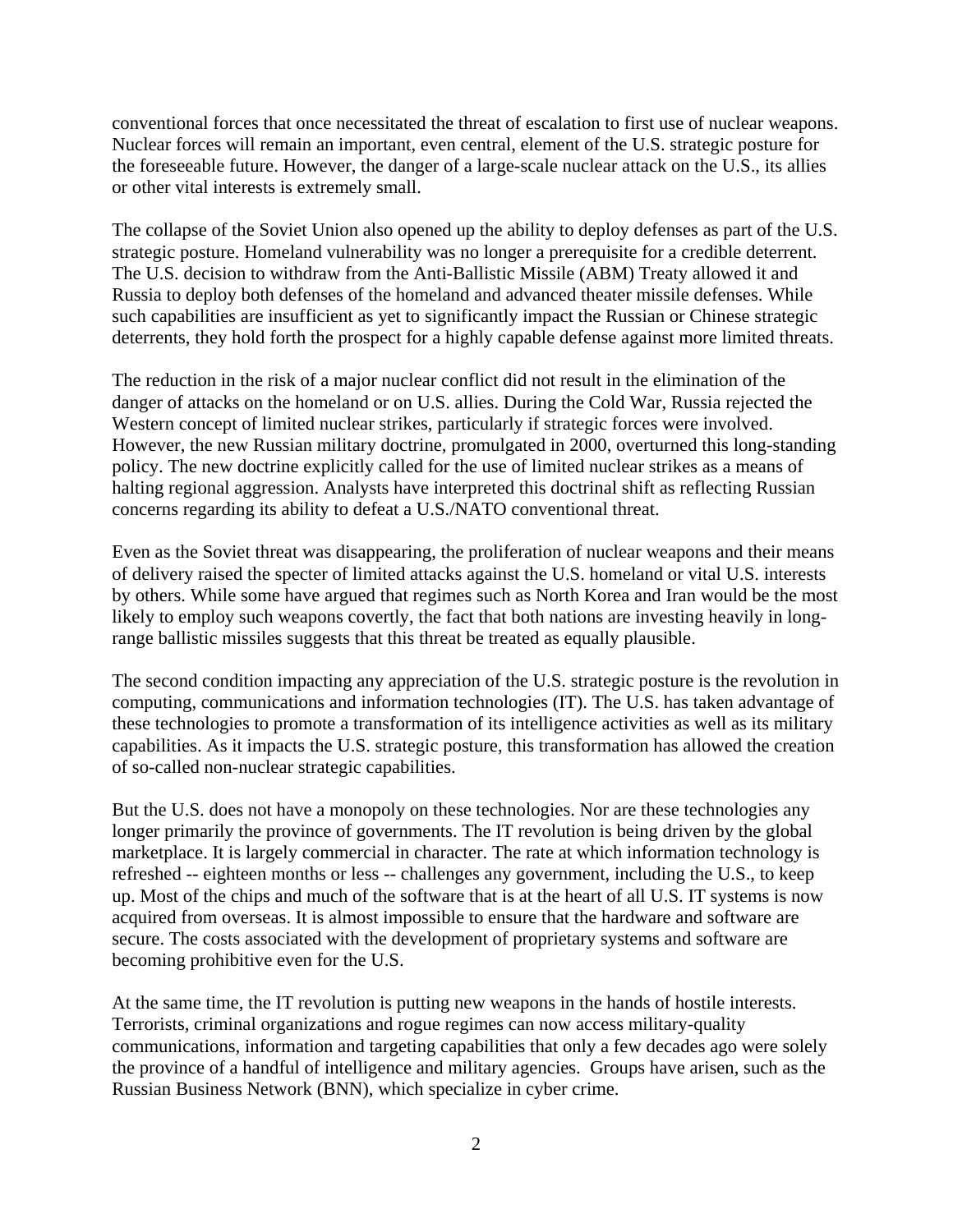conventional forces that once necessitated the threat of escalation to first use of nuclear weapons. Nuclear forces will remain an important, even central, element of the U.S. strategic posture for the foreseeable future. However, the danger of a large-scale nuclear attack on the U.S., its allies or other vital interests is extremely small.

The collapse of the Soviet Union also opened up the ability to deploy defenses as part of the U.S. strategic posture. Homeland vulnerability was no longer a prerequisite for a credible deterrent. The U.S. decision to withdraw from the Anti-Ballistic Missile (ABM) Treaty allowed it and Russia to deploy both defenses of the homeland and advanced theater missile defenses. While such capabilities are insufficient as yet to significantly impact the Russian or Chinese strategic deterrents, they hold forth the prospect for a highly capable defense against more limited threats.

The reduction in the risk of a major nuclear conflict did not result in the elimination of the danger of attacks on the homeland or on U.S. allies. During the Cold War, Russia rejected the Western concept of limited nuclear strikes, particularly if strategic forces were involved. However, the new Russian military doctrine, promulgated in 2000, overturned this long-standing policy. The new doctrine explicitly called for the use of limited nuclear strikes as a means of halting regional aggression. Analysts have interpreted this doctrinal shift as reflecting Russian concerns regarding its ability to defeat a U.S./NATO conventional threat.

Even as the Soviet threat was disappearing, the proliferation of nuclear weapons and their means of delivery raised the specter of limited attacks against the U.S. homeland or vital U.S. interests by others. While some have argued that regimes such as North Korea and Iran would be the most likely to employ such weapons covertly, the fact that both nations are investing heavily in long-range ballistic missiles suggests that this threat be treated as equally plausible.

The second condition impacting any appreciation of the U.S. strategic posture is the revolution in computing, communications and information technologies (IT). The U.S. has taken advantage of these technologies to promote a transformation of its intelligence activities as well as its military capabilities. As it impacts the U.S. strategic posture, this transformation has allowed the creation of so-called non-nuclear strategic capabilities.

But the U.S. does not have a monopoly on these technologies. Nor are these technologies any longer primarily the province of governments. The IT revolution is being driven by the global marketplace. It is largely commercial in character. The rate at which information technology is refreshed -- eighteen months or less -- challenges any government, including the U.S., to keep up. Most of the chips and much of the software that is at the heart of all U.S. IT systems is now acquired from overseas. It is almost impossible to ensure that the hardware and software are secure. The costs associated with the development of proprietary systems and software are becoming prohibitive even for the U.S.

At the same time, the IT revolution is putting new weapons in the hands of hostile interests. Terrorists, criminal organizations and rogue regimes can now access military-quality communications, information and targeting capabilities that only a few decades ago were solely the province of a handful of intelligence and military agencies. Groups have arisen, such as the Russian Business Network (BNN), which specialize in cyber crime.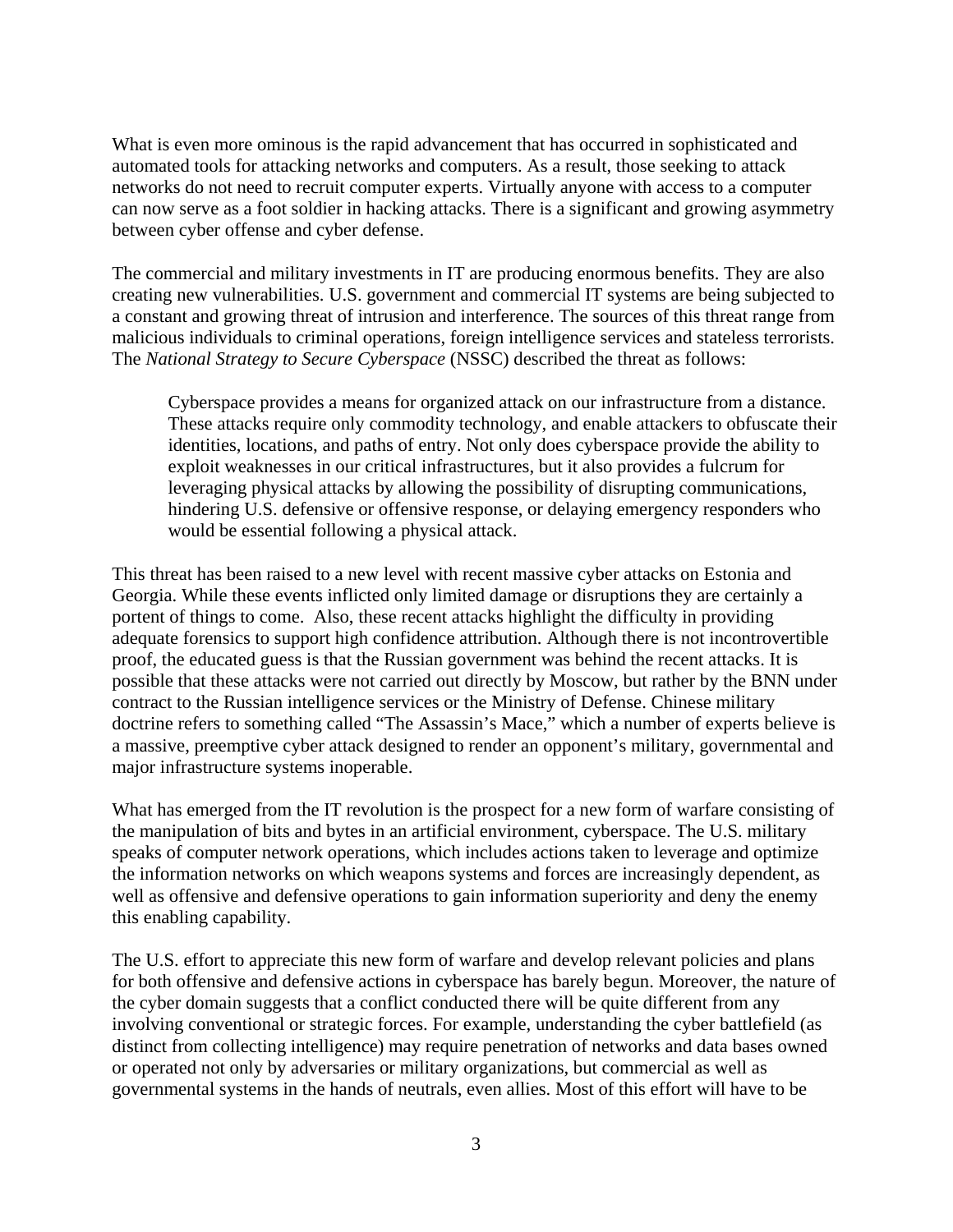What is even more ominous is the rapid advancement that has occurred in sophisticated and automated tools for attacking networks and computers. As a result, those seeking to attack networks do not need to recruit computer experts. Virtually anyone with access to a computer can now serve as a foot soldier in hacking attacks. There is a significant and growing asymmetry between cyber offense and cyber defense.

The commercial and military investments in IT are producing enormous benefits. They are also creating new vulnerabilities. U.S. government and commercial IT systems are being subjected to a constant and growing threat of intrusion and interference. The sources of this threat range from malicious individuals to criminal operations, foreign intelligence services and stateless terrorists. The *National Strategy to Secure Cyberspace* (NSSC) described the threat as follows:

> Cyberspace provides a means for organized attack on our infrastructure from a distance. These attacks require only commodity technology, and enable attackers to obfuscate their identities, locations, and paths of entry. Not only does cyberspace provide the ability to exploit weaknesses in our critical infrastructures, but it also provides a fulcrum for leveraging physical attacks by allowing the possibility of disrupting communications, hindering U.S. defensive or offensive response, or delaying emergency responders who would be essential following a physical attack.

This threat has been raised to a new level with recent massive cyber attacks on Estonia and Georgia. While these events inflicted only limited damage or disruptions they are certainly a portent of things to come. Also, these recent attacks highlight the difficulty in providing adequate forensics to support high confidence attribution. Although there is not incontrovertible proof, the educated guess is that the Russian government was behind the recent attacks. It is possible that these attacks were not carried out directly by Moscow, but rather by the BNN under contract to the Russian intelligence services or the Ministry of Defense. Chinese military doctrine refers to something called "The Assassin's Mace," which a number of experts believe is a massive, preemptive cyber attack designed to render an opponent's military, governmental and major infrastructure systems inoperable.

What has emerged from the IT revolution is the prospect for a new form of warfare consisting of the manipulation of bits and bytes in an artificial environment, cyberspace. The U.S. military speaks of computer network operations, which includes actions taken to leverage and optimize the information networks on which weapons systems and forces are increasingly dependent, as well as offensive and defensive operations to gain information superiority and deny the enemy this enabling capability.

The U.S. effort to appreciate this new form of warfare and develop relevant policies and plans for both offensive and defensive actions in cyberspace has barely begun. Moreover, the nature of the cyber domain suggests that a conflict conducted there will be quite different from any involving conventional or strategic forces. For example, understanding the cyber battlefield (as distinct from collecting intelligence) may require penetration of networks and data bases owned or operated not only by adversaries or military organizations, but commercial as well as governmental systems in the hands of neutrals, even allies. Most of this effort will have to be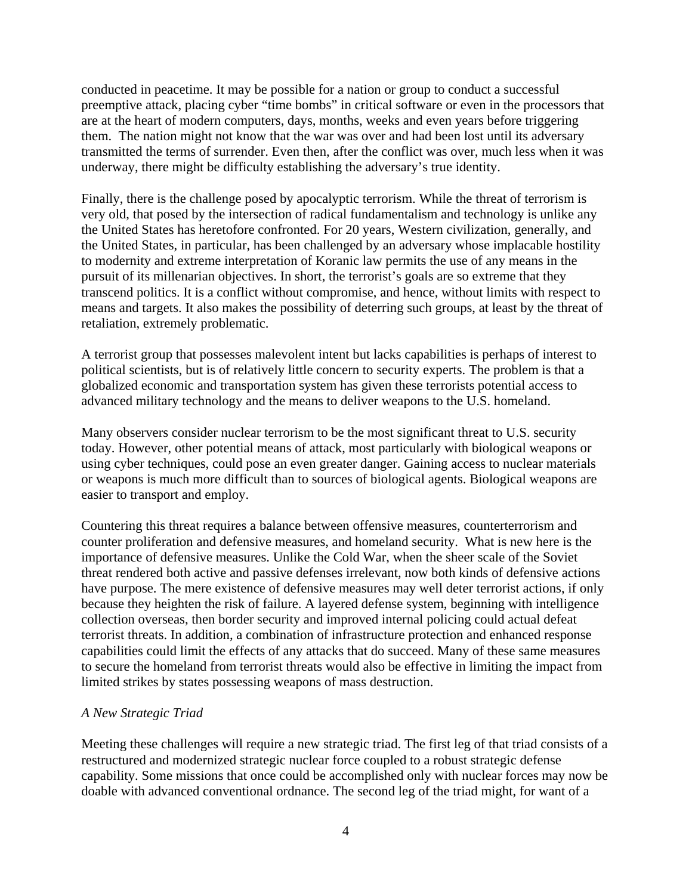conducted in peacetime. It may be possible for a nation or group to conduct a successful preemptive attack, placing cyber "time bombs" in critical software or even in the processors that are at the heart of modern computers, days, months, weeks and even years before triggering them. The nation might not know that the war was over and had been lost until its adversary transmitted the terms of surrender. Even then, after the conflict was over, much less when it was underway, there might be difficulty establishing the adversary's true identity.

Finally, there is the challenge posed by apocalyptic terrorism. While the threat of terrorism is very old, that posed by the intersection of radical fundamentalism and technology is unlike any the United States has heretofore confronted. For 20 years, Western civilization, generally, and the United States, in particular, has been challenged by an adversary whose implacable hostility to modernity and extreme interpretation of Koranic law permits the use of any means in the pursuit of its millenarian objectives. In short, the terrorist's goals are so extreme that they transcend politics. It is a conflict without compromise, and hence, without limits with respect to means and targets. It also makes the possibility of deterring such groups, at least by the threat of retaliation, extremely problematic.

A terrorist group that possesses malevolent intent but lacks capabilities is perhaps of interest to political scientists, but is of relatively little concern to security experts. The problem is that a globalized economic and transportation system has given these terrorists potential access to advanced military technology and the means to deliver weapons to the U.S. homeland.

Many observers consider nuclear terrorism to be the most significant threat to U.S. security today. However, other potential means of attack, most particularly with biological weapons or using cyber techniques, could pose an even greater danger. Gaining access to nuclear materials or weapons is much more difficult than to sources of biological agents. Biological weapons are easier to transport and employ.

Countering this threat requires a balance between offensive measures, counterterrorism and counter proliferation and defensive measures, and homeland security. What is new here is the importance of defensive measures. Unlike the Cold War, when the sheer scale of the Soviet threat rendered both active and passive defenses irrelevant, now both kinds of defensive actions have purpose. The mere existence of defensive measures may well deter terrorist actions, if only because they heighten the risk of failure. A layered defense system, beginning with intelligence collection overseas, then border security and improved internal policing could actual defeat terrorist threats. In addition, a combination of infrastructure protection and enhanced response capabilities could limit the effects of any attacks that do succeed. Many of these same measures to secure the homeland from terrorist threats would also be effective in limiting the impact from limited strikes by states possessing weapons of mass destruction.

*A New Strategic Triad*

Meeting these challenges will require a new strategic triad. The first leg of that triad consists of a restructured and modernized strategic nuclear force coupled to a robust strategic defense capability. Some missions that once could be accomplished only with nuclear forces may now be doable with advanced conventional ordnance. The second leg of the triad might, for want of a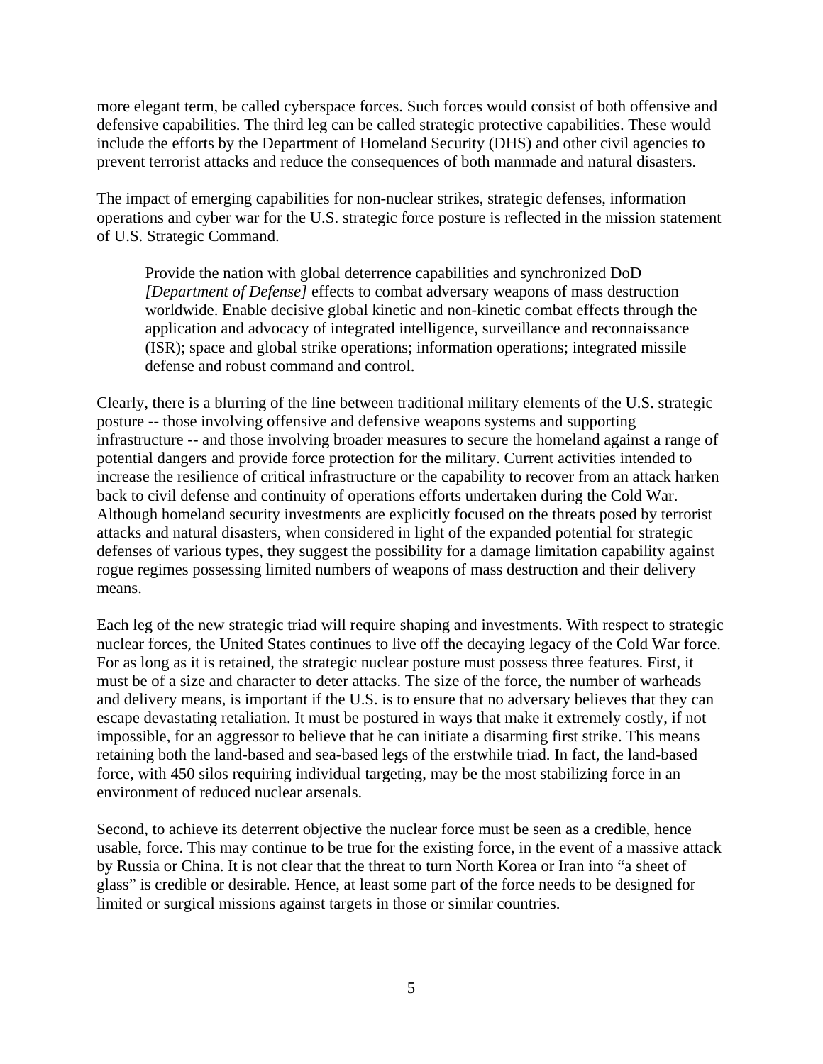more elegant term, be called cyberspace forces. Such forces would consist of both offensive and defensive capabilities. The third leg can be called strategic protective capabilities. These would include the efforts by the Department of Homeland Security (DHS) and other civil agencies to prevent terrorist attacks and reduce the consequences of both manmade and natural disasters.

The impact of emerging capabilities for non-nuclear strikes, strategic defenses, information operations and cyber war for the U.S. strategic force posture is reflected in the mission statement of U.S. Strategic Command.

> Provide the nation with global deterrence capabilities and synchronized DoD *[Department of Defense]* effects to combat adversary weapons of mass destruction worldwide. Enable decisive global kinetic and non-kinetic combat effects through the application and advocacy of integrated intelligence, surveillance and reconnaissance (ISR); space and global strike operations; information operations; integrated missile defense and robust command and control.

Clearly, there is a blurring of the line between traditional military elements of the U.S. strategic posture -- those involving offensive and defensive weapons systems and supporting infrastructure -- and those involving broader measures to secure the homeland against a range of potential dangers and provide force protection for the military. Current activities intended to increase the resilience of critical infrastructure or the capability to recover from an attack harken back to civil defense and continuity of operations efforts undertaken during the Cold War. Although homeland security investments are explicitly focused on the threats posed by terrorist attacks and natural disasters, when considered in light of the expanded potential for strategic defenses of various types, they suggest the possibility for a damage limitation capability against rogue regimes possessing limited numbers of weapons of mass destruction and their delivery means.

Each leg of the new strategic triad will require shaping and investments. With respect to strategic nuclear forces, the United States continues to live off the decaying legacy of the Cold War force. For as long as it is retained, the strategic nuclear posture must possess three features. First, it must be of a size and character to deter attacks. The size of the force, the number of warheads and delivery means, is important if the U.S. is to ensure that no adversary believes that they can escape devastating retaliation. It must be postured in ways that make it extremely costly, if not impossible, for an aggressor to believe that he can initiate a disarming first strike. This means retaining both the land-based and sea-based legs of the erstwhile triad. In fact, the land-based force, with 450 silos requiring individual targeting, may be the most stabilizing force in an environment of reduced nuclear arsenals.

Second, to achieve its deterrent objective the nuclear force must be seen as a credible, hence usable, force. This may continue to be true for the existing force, in the event of a massive attack by Russia or China. It is not clear that the threat to turn North Korea or Iran into "a sheet of glass" is credible or desirable. Hence, at least some part of the force needs to be designed for limited or surgical missions against targets in those or similar countries.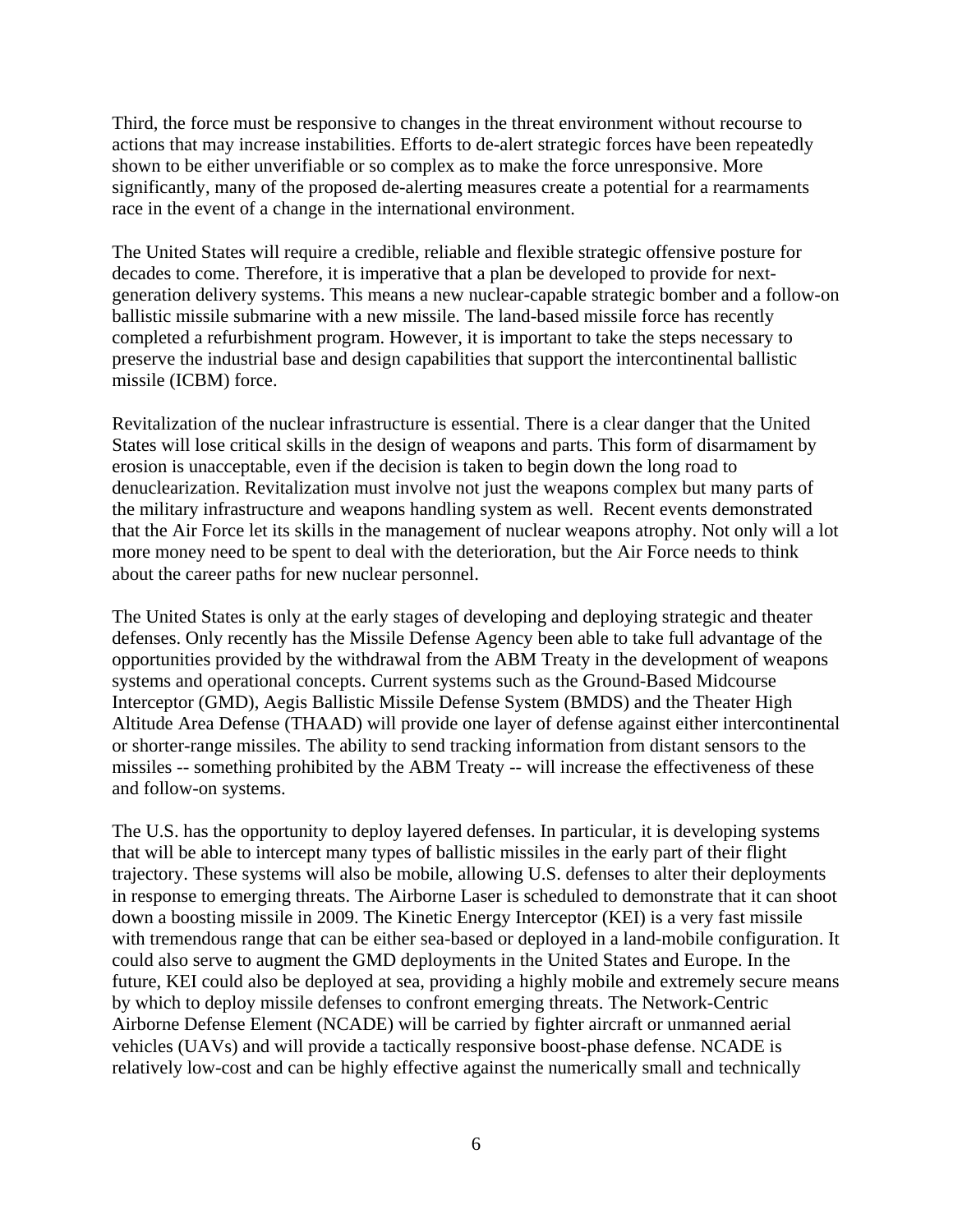Third, the force must be responsive to changes in the threat environment without recourse to actions that may increase instabilities. Efforts to de-alert strategic forces have been repeatedly shown to be either unverifiable or so complex as to make the force unresponsive. More significantly, many of the proposed de-alerting measures create a potential for a rearmaments race in the event of a change in the international environment.

The United States will require a credible, reliable and flexible strategic offensive posture for decades to come. Therefore, it is imperative that a plan be developed to provide for next-generation delivery systems. This means a new nuclear-capable strategic bomber and a follow-on ballistic missile submarine with a new missile. The land-based missile force has recently completed a refurbishment program. However, it is important to take the steps necessary to preserve the industrial base and design capabilities that support the intercontinental ballistic missile (ICBM) force.

Revitalization of the nuclear infrastructure is essential. There is a clear danger that the United States will lose critical skills in the design of weapons and parts. This form of disarmament by erosion is unacceptable, even if the decision is taken to begin down the long road to denuclearization. Revitalization must involve not just the weapons complex but many parts of the military infrastructure and weapons handling system as well. Recent events demonstrated that the Air Force let its skills in the management of nuclear weapons atrophy. Not only will a lot more money need to be spent to deal with the deterioration, but the Air Force needs to think about the career paths for new nuclear personnel.

The United States is only at the early stages of developing and deploying strategic and theater defenses. Only recently has the Missile Defense Agency been able to take full advantage of the opportunities provided by the withdrawal from the ABM Treaty in the development of weapons systems and operational concepts. Current systems such as the Ground-Based Midcourse Interceptor (GMD), Aegis Ballistic Missile Defense System (BMDS) and the Theater High Altitude Area Defense (THAAD) will provide one layer of defense against either intercontinental or shorter-range missiles. The ability to send tracking information from distant sensors to the missiles -- something prohibited by the ABM Treaty -- will increase the effectiveness of these and follow-on systems.

The U.S. has the opportunity to deploy layered defenses. In particular, it is developing systems that will be able to intercept many types of ballistic missiles in the early part of their flight trajectory. These systems will also be mobile, allowing U.S. defenses to alter their deployments in response to emerging threats. The Airborne Laser is scheduled to demonstrate that it can shoot down a boosting missile in 2009. The Kinetic Energy Interceptor (KEI) is a very fast missile with tremendous range that can be either sea-based or deployed in a land-mobile configuration. It could also serve to augment the GMD deployments in the United States and Europe. In the future, KEI could also be deployed at sea, providing a highly mobile and extremely secure means by which to deploy missile defenses to confront emerging threats. The Network-Centric Airborne Defense Element (NCADE) will be carried by fighter aircraft or unmanned aerial vehicles (UAVs) and will provide a tactically responsive boost-phase defense. NCADE is relatively low-cost and can be highly effective against the numerically small and technically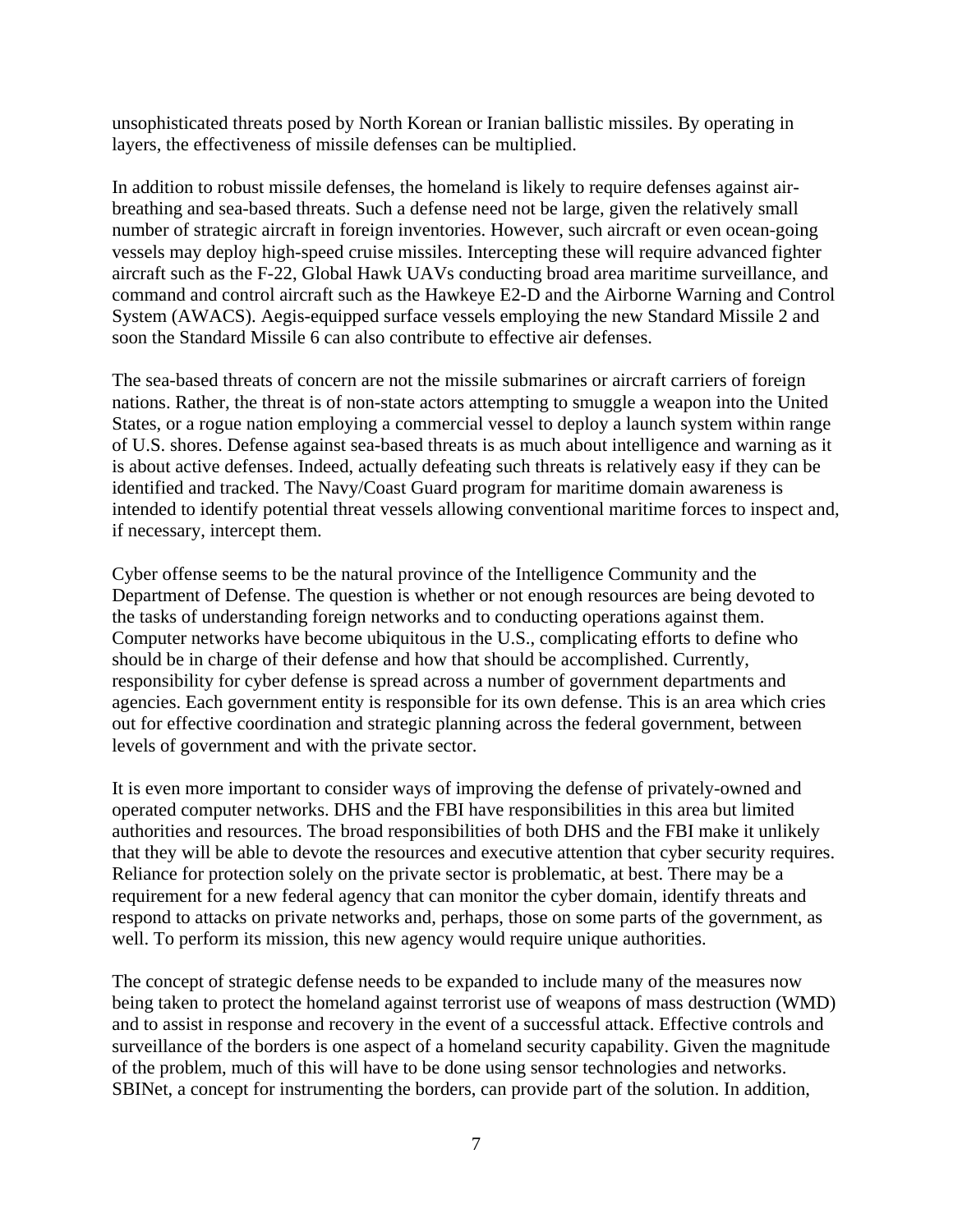unsophisticated threats posed by North Korean or Iranian ballistic missiles. By operating in layers, the effectiveness of missile defenses can be multiplied.

In addition to robust missile defenses, the homeland is likely to require defenses against air-breathing and sea-based threats. Such a defense need not be large, given the relatively small number of strategic aircraft in foreign inventories. However, such aircraft or even ocean-going vessels may deploy high-speed cruise missiles. Intercepting these will require advanced fighter aircraft such as the F-22, Global Hawk UAVs conducting broad area maritime surveillance, and command and control aircraft such as the Hawkeye E2-D and the Airborne Warning and Control System (AWACS). Aegis-equipped surface vessels employing the new Standard Missile 2 and soon the Standard Missile 6 can also contribute to effective air defenses.

The sea-based threats of concern are not the missile submarines or aircraft carriers of foreign nations. Rather, the threat is of non-state actors attempting to smuggle a weapon into the United States, or a rogue nation employing a commercial vessel to deploy a launch system within range of U.S. shores. Defense against sea-based threats is as much about intelligence and warning as it is about active defenses. Indeed, actually defeating such threats is relatively easy if they can be identified and tracked. The Navy/Coast Guard program for maritime domain awareness is intended to identify potential threat vessels allowing conventional maritime forces to inspect and, if necessary, intercept them.

Cyber offense seems to be the natural province of the Intelligence Community and the Department of Defense. The question is whether or not enough resources are being devoted to the tasks of understanding foreign networks and to conducting operations against them. Computer networks have become ubiquitous in the U.S., complicating efforts to define who should be in charge of their defense and how that should be accomplished. Currently, responsibility for cyber defense is spread across a number of government departments and agencies. Each government entity is responsible for its own defense. This is an area which cries out for effective coordination and strategic planning across the federal government, between levels of government and with the private sector.

It is even more important to consider ways of improving the defense of privately-owned and operated computer networks. DHS and the FBI have responsibilities in this area but limited authorities and resources. The broad responsibilities of both DHS and the FBI make it unlikely that they will be able to devote the resources and executive attention that cyber security requires. Reliance for protection solely on the private sector is problematic, at best. There may be a requirement for a new federal agency that can monitor the cyber domain, identify threats and respond to attacks on private networks and, perhaps, those on some parts of the government, as well. To perform its mission, this new agency would require unique authorities.

The concept of strategic defense needs to be expanded to include many of the measures now being taken to protect the homeland against terrorist use of weapons of mass destruction (WMD) and to assist in response and recovery in the event of a successful attack. Effective controls and surveillance of the borders is one aspect of a homeland security capability. Given the magnitude of the problem, much of this will have to be done using sensor technologies and networks. SBINet, a concept for instrumenting the borders, can provide part of the solution. In addition,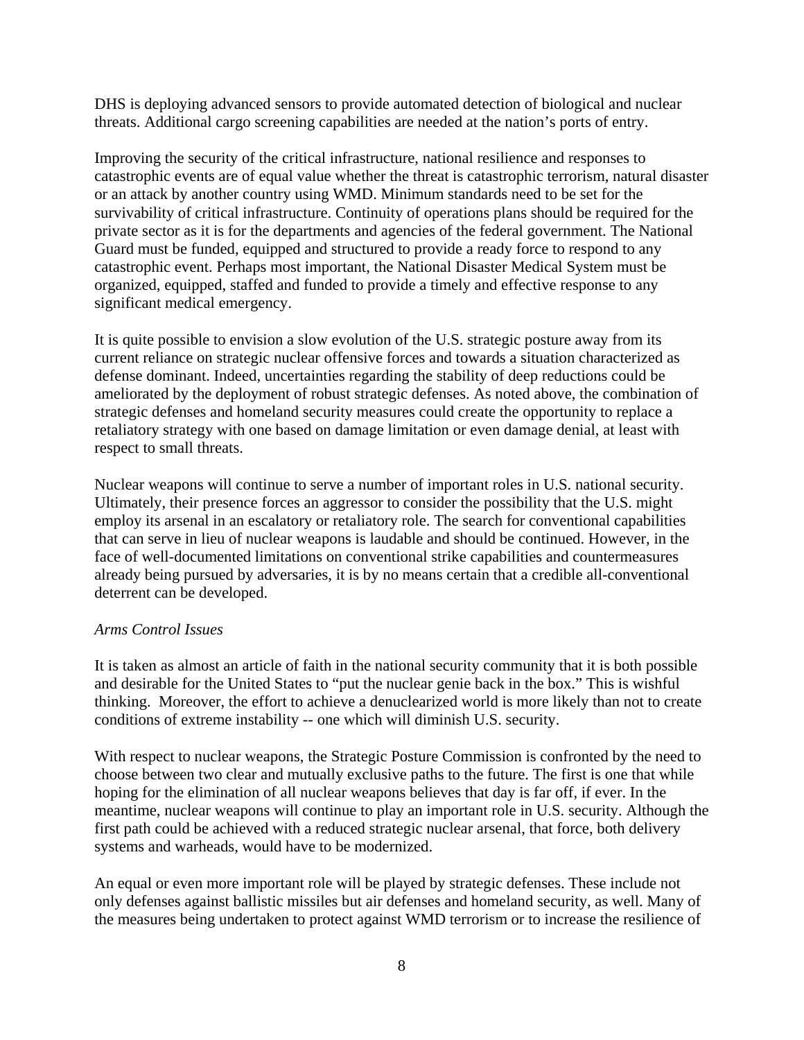DHS is deploying advanced sensors to provide automated detection of biological and nuclear threats. Additional cargo screening capabilities are needed at the nation's ports of entry.

Improving the security of the critical infrastructure, national resilience and responses to catastrophic events are of equal value whether the threat is catastrophic terrorism, natural disaster or an attack by another country using WMD. Minimum standards need to be set for the survivability of critical infrastructure. Continuity of operations plans should be required for the private sector as it is for the departments and agencies of the federal government. The National Guard must be funded, equipped and structured to provide a ready force to respond to any catastrophic event. Perhaps most important, the National Disaster Medical System must be organized, equipped, staffed and funded to provide a timely and effective response to any significant medical emergency.

It is quite possible to envision a slow evolution of the U.S. strategic posture away from its current reliance on strategic nuclear offensive forces and towards a situation characterized as defense dominant. Indeed, uncertainties regarding the stability of deep reductions could be ameliorated by the deployment of robust strategic defenses. As noted above, the combination of strategic defenses and homeland security measures could create the opportunity to replace a retaliatory strategy with one based on damage limitation or even damage denial, at least with respect to small threats.

Nuclear weapons will continue to serve a number of important roles in U.S. national security. Ultimately, their presence forces an aggressor to consider the possibility that the U.S. might employ its arsenal in an escalatory or retaliatory role. The search for conventional capabilities that can serve in lieu of nuclear weapons is laudable and should be continued. However, in the face of well-documented limitations on conventional strike capabilities and countermeasures already being pursued by adversaries, it is by no means certain that a credible all-conventional deterrent can be developed.

*Arms Control Issues*

It is taken as almost an article of faith in the national security community that it is both possible and desirable for the United States to "put the nuclear genie back in the box." This is wishful thinking. Moreover, the effort to achieve a denuclearized world is more likely than not to create conditions of extreme instability -- one which will diminish U.S. security.

With respect to nuclear weapons, the Strategic Posture Commission is confronted by the need to choose between two clear and mutually exclusive paths to the future. The first is one that while hoping for the elimination of all nuclear weapons believes that day is far off, if ever. In the meantime, nuclear weapons will continue to play an important role in U.S. security. Although the first path could be achieved with a reduced strategic nuclear arsenal, that force, both delivery systems and warheads, would have to be modernized.

An equal or even more important role will be played by strategic defenses. These include not only defenses against ballistic missiles but air defenses and homeland security, as well. Many of the measures being undertaken to protect against WMD terrorism or to increase the resilience of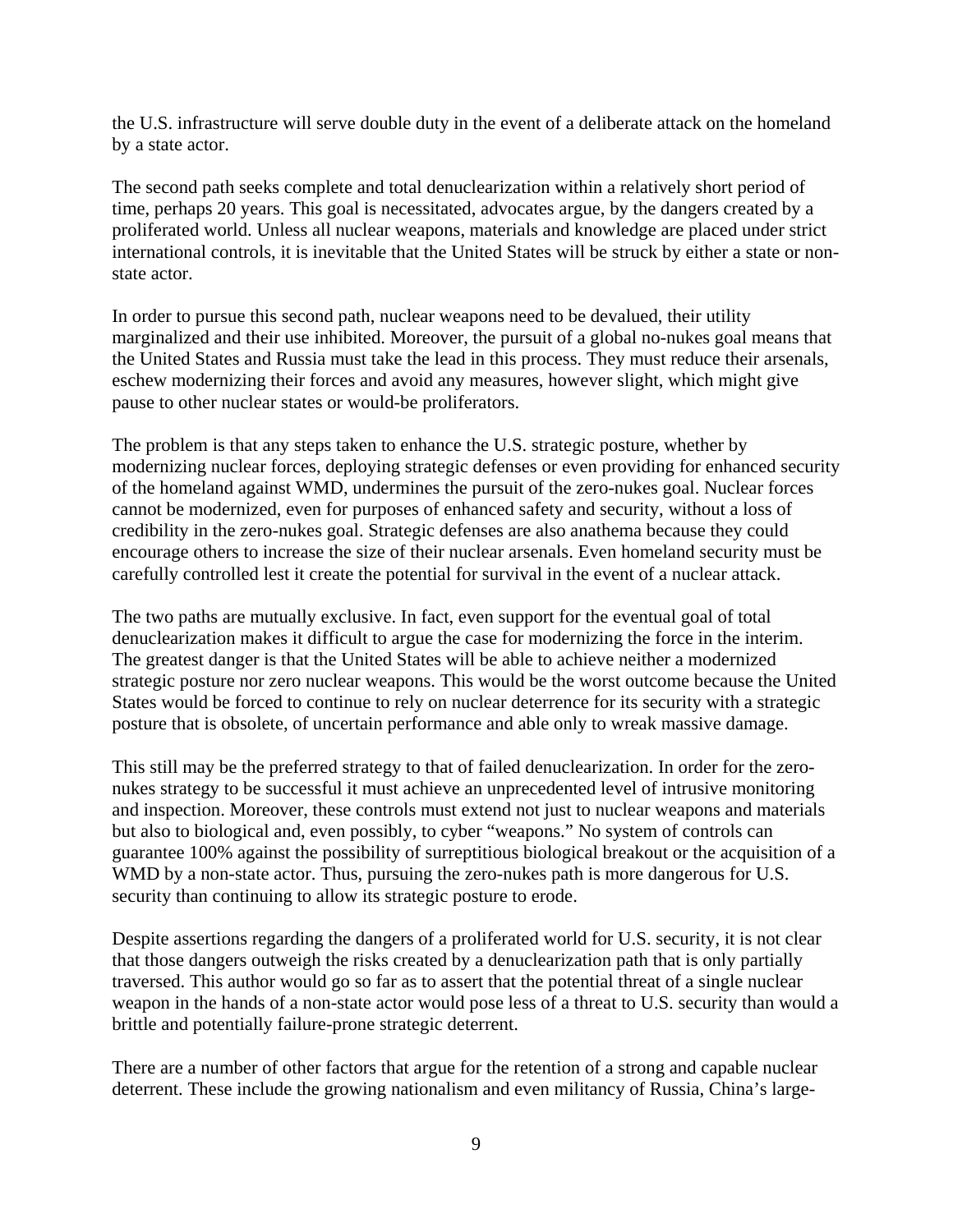the U.S. infrastructure will serve double duty in the event of a deliberate attack on the homeland by a state actor.

The second path seeks complete and total denuclearization within a relatively short period of time, perhaps 20 years. This goal is necessitated, advocates argue, by the dangers created by a proliferated world. Unless all nuclear weapons, materials and knowledge are placed under strict international controls, it is inevitable that the United States will be struck by either a state or non-state actor.

In order to pursue this second path, nuclear weapons need to be devalued, their utility marginalized and their use inhibited. Moreover, the pursuit of a global no-nukes goal means that the United States and Russia must take the lead in this process. They must reduce their arsenals, eschew modernizing their forces and avoid any measures, however slight, which might give pause to other nuclear states or would-be proliferators.

The problem is that any steps taken to enhance the U.S. strategic posture, whether by modernizing nuclear forces, deploying strategic defenses or even providing for enhanced security of the homeland against WMD, undermines the pursuit of the zero-nukes goal. Nuclear forces cannot be modernized, even for purposes of enhanced safety and security, without a loss of credibility in the zero-nukes goal. Strategic defenses are also anathema because they could encourage others to increase the size of their nuclear arsenals. Even homeland security must be carefully controlled lest it create the potential for survival in the event of a nuclear attack.

The two paths are mutually exclusive. In fact, even support for the eventual goal of total denuclearization makes it difficult to argue the case for modernizing the force in the interim. The greatest danger is that the United States will be able to achieve neither a modernized strategic posture nor zero nuclear weapons. This would be the worst outcome because the United States would be forced to continue to rely on nuclear deterrence for its security with a strategic posture that is obsolete, of uncertain performance and able only to wreak massive damage.

This still may be the preferred strategy to that of failed denuclearization. In order for the zero-nukes strategy to be successful it must achieve an unprecedented level of intrusive monitoring and inspection. Moreover, these controls must extend not just to nuclear weapons and materials but also to biological and, even possibly, to cyber "weapons." No system of controls can guarantee 100% against the possibility of surreptitious biological breakout or the acquisition of a WMD by a non-state actor. Thus, pursuing the zero-nukes path is more dangerous for U.S. security than continuing to allow its strategic posture to erode.

Despite assertions regarding the dangers of a proliferated world for U.S. security, it is not clear that those dangers outweigh the risks created by a denuclearization path that is only partially traversed. This author would go so far as to assert that the potential threat of a single nuclear weapon in the hands of a non-state actor would pose less of a threat to U.S. security than would a brittle and potentially failure-prone strategic deterrent.

There are a number of other factors that argue for the retention of a strong and capable nuclear deterrent. These include the growing nationalism and even militancy of Russia, China's large-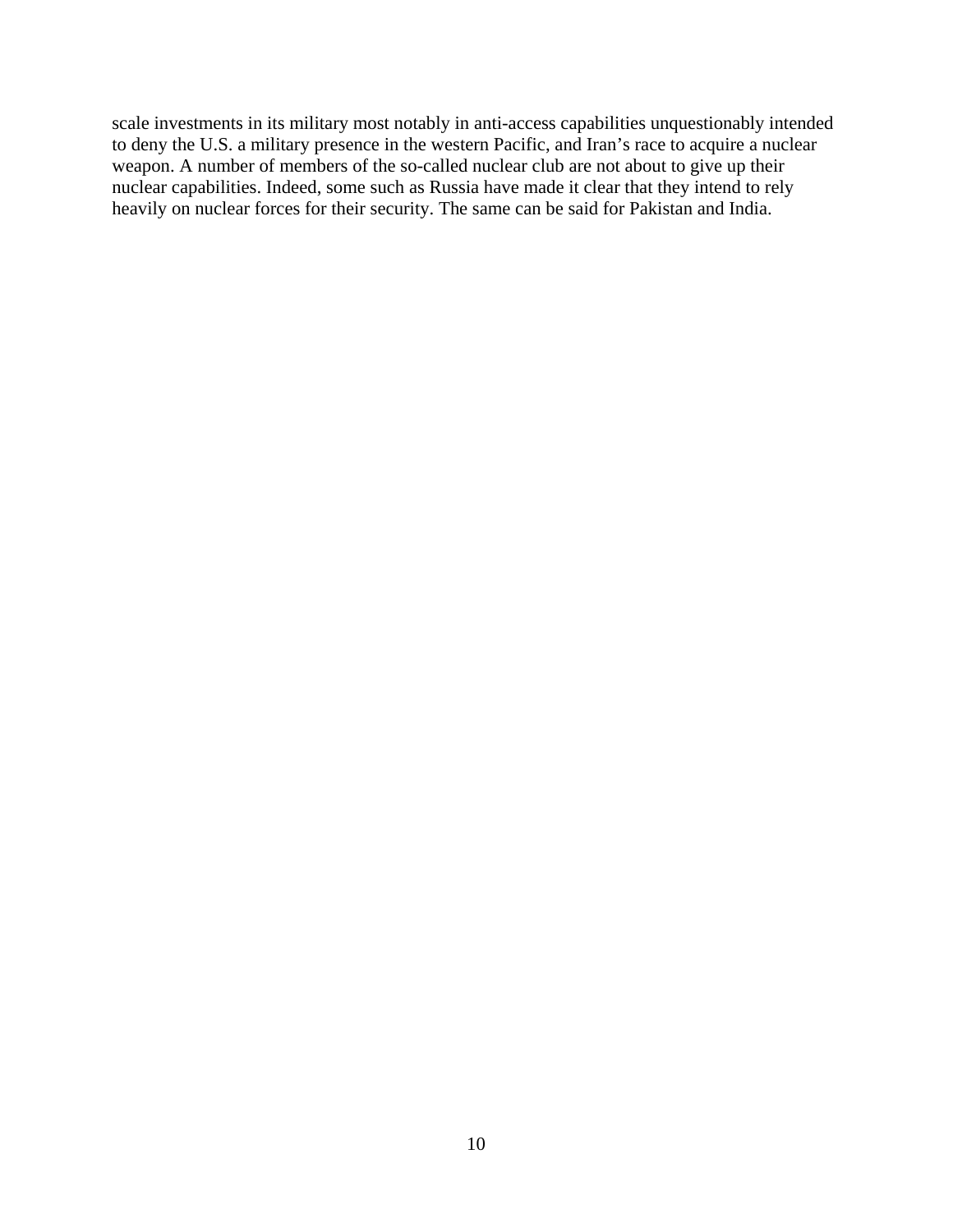scale investments in its military most notably in anti-access capabilities unquestionably intended to deny the U.S. a military presence in the western Pacific, and Iran's race to acquire a nuclear weapon. A number of members of the so-called nuclear club are not about to give up their nuclear capabilities. Indeed, some such as Russia have made it clear that they intend to rely heavily on nuclear forces for their security. The same can be said for Pakistan and India.